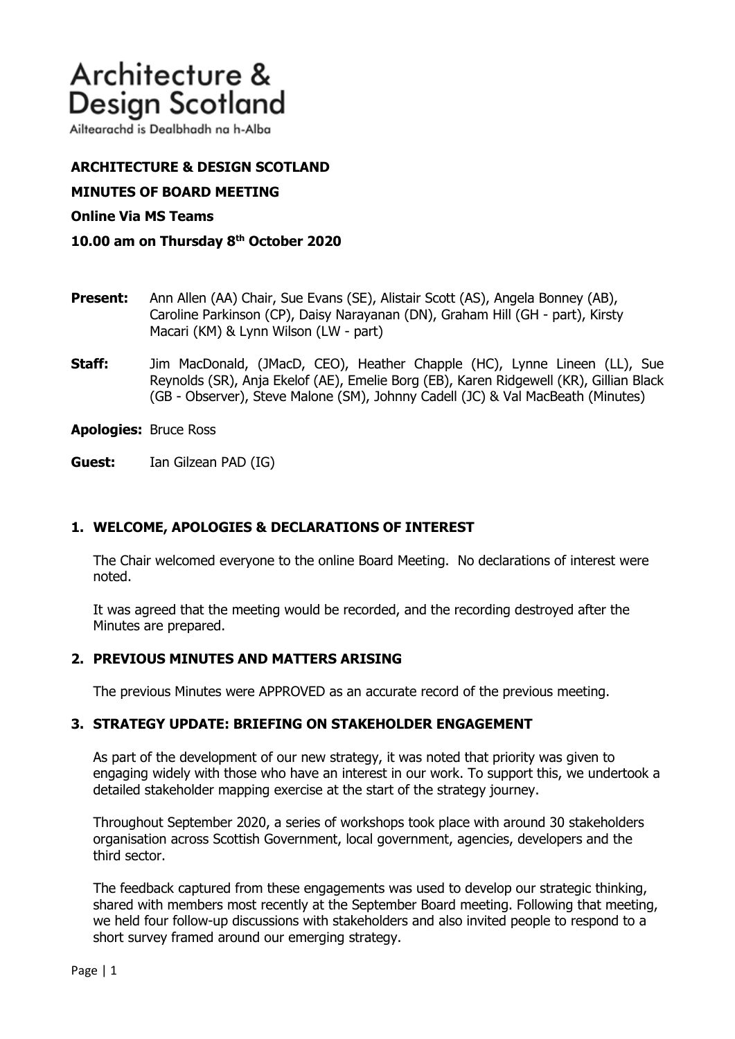# Architecture & Design Scotland

Ailtearachd is Dealbhadh na h-Alba

**ARCHITECTURE & DESIGN SCOTLAND**

**MINUTES OF BOARD MEETING**

**Online Via MS Teams**

**10.00 am on Thursday 8th October 2020**

**Present:** Ann Allen (AA) Chair, Sue Evans (SE), Alistair Scott (AS), Angela Bonney (AB), Caroline Parkinson (CP), Daisy Narayanan (DN), Graham Hill (GH - part), Kirsty Macari (KM) & Lynn Wilson (LW - part)

**Staff:** Jim MacDonald, (JMacD, CEO), Heather Chapple (HC), Lynne Lineen (LL), Sue Reynolds (SR), Anja Ekelof (AE), Emelie Borg (EB), Karen Ridgewell (KR), Gillian Black (GB - Observer), Steve Malone (SM), Johnny Cadell (JC) & Val MacBeath (Minutes)

**Apologies:** Bruce Ross

**Guest:** Ian Gilzean PAD (IG)

## 1. WELCOME, APOLOGIES & DECLARATIONS OF INTEREST

The Chair welcomed everyone to the online Board Meeting. No declarations of interest were noted.

It was agreed that the meeting would be recorded, and the recording destroyed after the Minutes are prepared.

## 2. PREVIOUS MINUTES AND MATTERS ARISING

The previous Minutes were APPROVED as an accurate record of the previous meeting.

## 3. STRATEGY UPDATE: BRIEFING ON STAKEHOLDER ENGAGEMENT

As part of the development of our new strategy, it was noted that priority was given to engaging widely with those who have an interest in our work. To support this, we undertook a detailed stakeholder mapping exercise at the start of the strategy journey.

Throughout September 2020, a series of workshops took place with around 30 stakeholders organisation across Scottish Government, local government, agencies, developers and the third sector.

The feedback captured from these engagements was used to develop our strategic thinking, shared with members most recently at the September Board meeting. Following that meeting, we held four follow-up discussions with stakeholders and also invited people to respond to a short survey framed around our emerging strategy.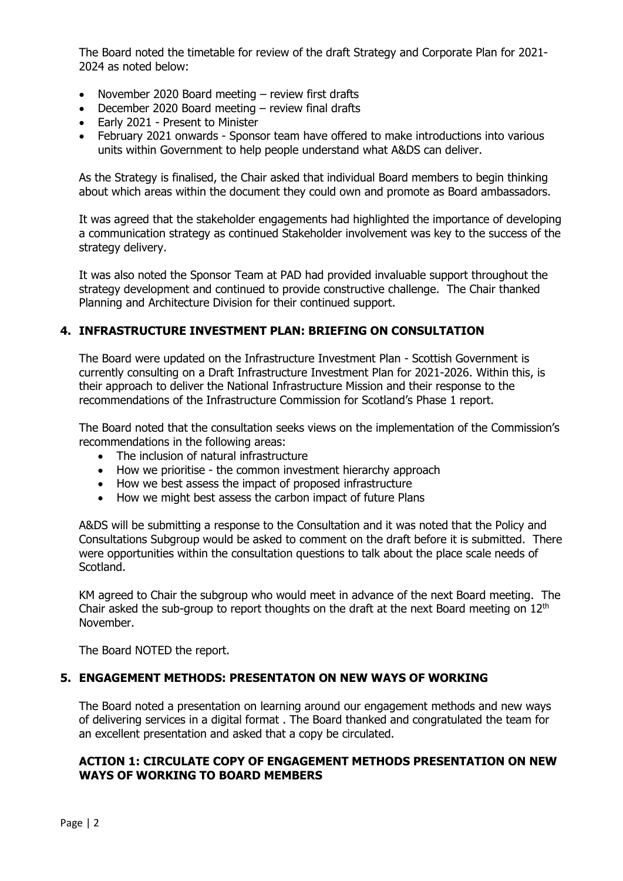The Board noted the timetable for review of the draft Strategy and Corporate Plan for 2021-2024 as noted below:

- November 2020 Board meeting – review first drafts
- December 2020 Board meeting – review final drafts
- Early 2021 - Present to Minister
- February 2021 onwards - Sponsor team have offered to make introductions into various units within Government to help people understand what A&DS can deliver.

As the Strategy is finalised, the Chair asked that individual Board members to begin thinking about which areas within the document they could own and promote as Board ambassadors.

It was agreed that the stakeholder engagements had highlighted the importance of developing a communication strategy as continued Stakeholder involvement was key to the success of the strategy delivery.

It was also noted the Sponsor Team at PAD had provided invaluable support throughout the strategy development and continued to provide constructive challenge. The Chair thanked Planning and Architecture Division for their continued support.

## 4. INFRASTRUCTURE INVESTMENT PLAN: BRIEFING ON CONSULTATION

The Board were updated on the Infrastructure Investment Plan - Scottish Government is currently consulting on a Draft Infrastructure Investment Plan for 2021-2026. Within this, is their approach to deliver the National Infrastructure Mission and their response to the recommendations of the Infrastructure Commission for Scotland's Phase 1 report.

The Board noted that the consultation seeks views on the implementation of the Commission's recommendations in the following areas:

- The inclusion of natural infrastructure
- How we prioritise - the common investment hierarchy approach
- How we best assess the impact of proposed infrastructure
- How we might best assess the carbon impact of future Plans

A&DS will be submitting a response to the Consultation and it was noted that the Policy and Consultations Subgroup would be asked to comment on the draft before it is submitted. There were opportunities within the consultation questions to talk about the place scale needs of Scotland.

KM agreed to Chair the subgroup who would meet in advance of the next Board meeting. The Chair asked the sub-group to report thoughts on the draft at the next Board meeting on 12th November.

The Board NOTED the report.

## 5. ENGAGEMENT METHODS: PRESENTATON ON NEW WAYS OF WORKING

The Board noted a presentation on learning around our engagement methods and new ways of delivering services in a digital format . The Board thanked and congratulated the team for an excellent presentation and asked that a copy be circulated.

**ACTION 1: CIRCULATE COPY OF ENGAGEMENT METHODS PRESENTATION ON NEW WAYS OF WORKING TO BOARD MEMBERS**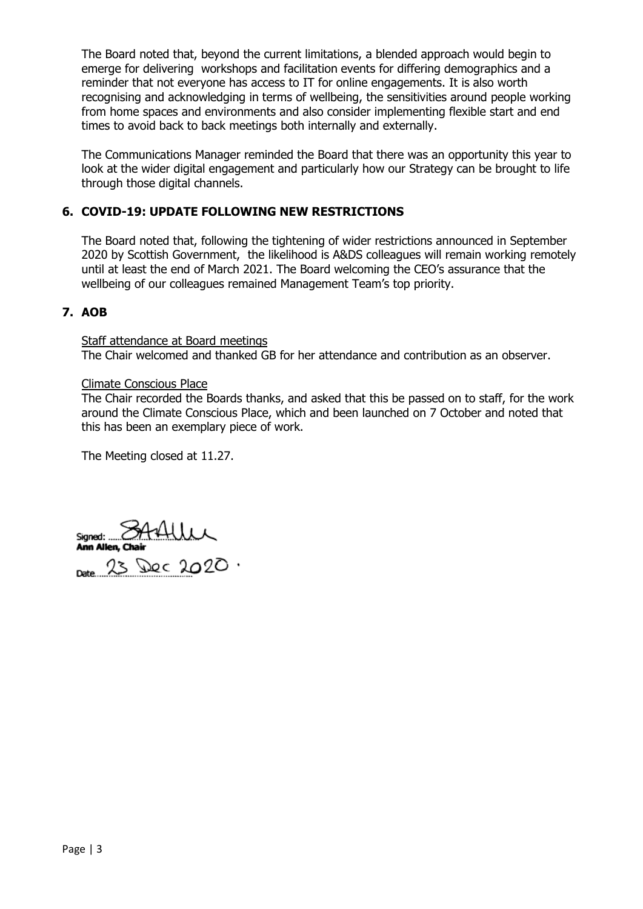The Board noted that, beyond the current limitations, a blended approach would begin to emerge for delivering workshops and facilitation events for differing demographics and a reminder that not everyone has access to IT for online engagements. It is also worth recognising and acknowledging in terms of wellbeing, the sensitivities around people working from home spaces and environments and also consider implementing flexible start and end times to avoid back to back meetings both internally and externally.

The Communications Manager reminded the Board that there was an opportunity this year to look at the wider digital engagement and particularly how our Strategy can be brought to life through those digital channels.

## 6. COVID-19: UPDATE FOLLOWING NEW RESTRICTIONS

The Board noted that, following the tightening of wider restrictions announced in September 2020 by Scottish Government, the likelihood is A&DS colleagues will remain working remotely until at least the end of March 2021. The Board welcoming the CEO's assurance that the wellbeing of our colleagues remained Management Team's top priority.

## 7. AOB

Staff attendance at Board meetings
The Chair welcomed and thanked GB for her attendance and contribution as an observer.

Climate Conscious Place
The Chair recorded the Boards thanks, and asked that this be passed on to staff, for the work around the Climate Conscious Place, which and been launched on 7 October and noted that this has been an exemplary piece of work.

The Meeting closed at 11.27.

Signed: ......SAAllen......
**Ann Allen, Chair**

Date 23 Dec 2020.